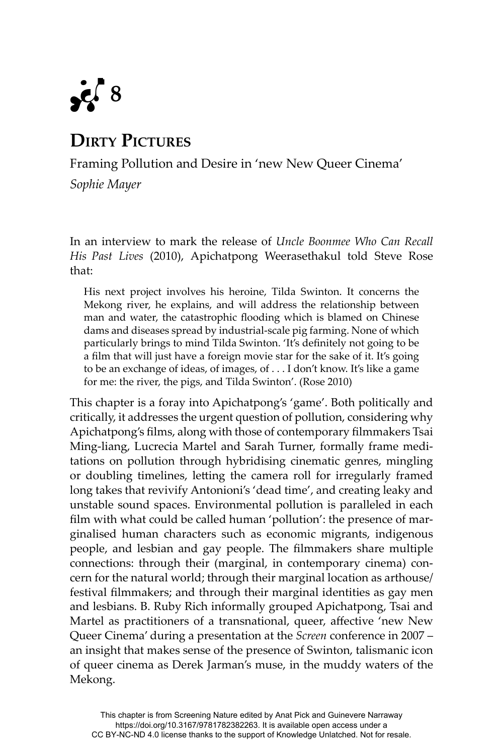# 8

## Dirty Pictures

Framing Pollution and Desire in 'new New Queer Cinema'

*Sophie Mayer*

In an interview to mark the release of *Uncle Boonmee Who Can Recall His Past Lives* (2010), Apichatpong Weerasethakul told Steve Rose that:

> His next project involves his heroine, Tilda Swinton. It concerns the Mekong river, he explains, and will address the relationship between man and water, the catastrophic flooding which is blamed on Chinese dams and diseases spread by industrial-scale pig farming. None of which particularly brings to mind Tilda Swinton. 'It's definitely not going to be a film that will just have a foreign movie star for the sake of it. It's going to be an exchange of ideas, of images, of . . . I don't know. It's like a game for me: the river, the pigs, and Tilda Swinton'. (Rose 2010)

This chapter is a foray into Apichatpong's 'game'. Both politically and critically, it addresses the urgent question of pollution, considering why Apichatpong's films, along with those of contemporary filmmakers Tsai Ming-liang, Lucrecia Martel and Sarah Turner, formally frame meditations on pollution through hybridising cinematic genres, mingling or doubling timelines, letting the camera roll for irregularly framed long takes that revivify Antonioni's 'dead time', and creating leaky and unstable sound spaces. Environmental pollution is paralleled in each film with what could be called human 'pollution': the presence of marginalised human characters such as economic migrants, indigenous people, and lesbian and gay people. The filmmakers share multiple connections: through their (marginal, in contemporary cinema) concern for the natural world; through their marginal location as arthouse/festival filmmakers; and through their marginal identities as gay men and lesbians. B. Ruby Rich informally grouped Apichatpong, Tsai and Martel as practitioners of a transnational, queer, affective 'new New Queer Cinema' during a presentation at the *Screen* conference in 2007 – an insight that makes sense of the presence of Swinton, talismanic icon of queer cinema as Derek Jarman's muse, in the muddy waters of the Mekong.

This chapter is from Screening Nature edited by Anat Pick and Guinevere Narraway https://doi.org/10.3167/9781782382263. It is available open access under a CC BY-NC-ND 4.0 license thanks to the support of Knowledge Unlatched. Not for resale.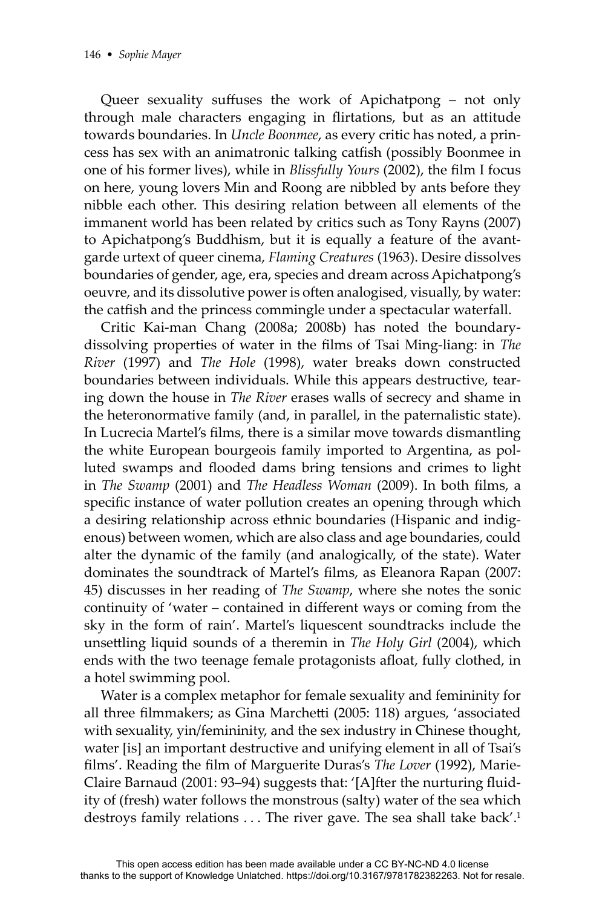Queer sexuality suffuses the work of Apichatpong – not only through male characters engaging in flirtations, but as an attitude towards boundaries. In *Uncle Boonmee*, as every critic has noted, a princess has sex with an animatronic talking catfish (possibly Boonmee in one of his former lives), while in *Blissfully Yours* (2002), the film I focus on here, young lovers Min and Roong are nibbled by ants before they nibble each other. This desiring relation between all elements of the immanent world has been related by critics such as Tony Rayns (2007) to Apichatpong's Buddhism, but it is equally a feature of the avant-garde urtext of queer cinema, *Flaming Creatures* (1963). Desire dissolves boundaries of gender, age, era, species and dream across Apichatpong's oeuvre, and its dissolutive power is often analogised, visually, by water: the catfish and the princess commingle under a spectacular waterfall.

Critic Kai-man Chang (2008a; 2008b) has noted the boundary-dissolving properties of water in the films of Tsai Ming-liang: in *The River* (1997) and *The Hole* (1998), water breaks down constructed boundaries between individuals. While this appears destructive, tearing down the house in *The River* erases walls of secrecy and shame in the heteronormative family (and, in parallel, in the paternalistic state). In Lucrecia Martel's films, there is a similar move towards dismantling the white European bourgeois family imported to Argentina, as polluted swamps and flooded dams bring tensions and crimes to light in *The Swamp* (2001) and *The Headless Woman* (2009). In both films, a specific instance of water pollution creates an opening through which a desiring relationship across ethnic boundaries (Hispanic and indigenous) between women, which are also class and age boundaries, could alter the dynamic of the family (and analogically, of the state). Water dominates the soundtrack of Martel's films, as Eleanora Rapan (2007: 45) discusses in her reading of *The Swamp*, where she notes the sonic continuity of 'water – contained in different ways or coming from the sky in the form of rain'. Martel's liquescent soundtracks include the unsettling liquid sounds of a theremin in *The Holy Girl* (2004), which ends with the two teenage female protagonists afloat, fully clothed, in a hotel swimming pool.

Water is a complex metaphor for female sexuality and femininity for all three filmmakers; as Gina Marchetti (2005: 118) argues, 'associated with sexuality, yin/femininity, and the sex industry in Chinese thought, water [is] an important destructive and unifying element in all of Tsai's films'. Reading the film of Marguerite Duras's *The Lover* (1992), Marie-Claire Barnaud (2001: 93–94) suggests that: '[A]fter the nurturing fluidity of (fresh) water follows the monstrous (salty) water of the sea which destroys family relations . . . The river gave. The sea shall take back'.[1]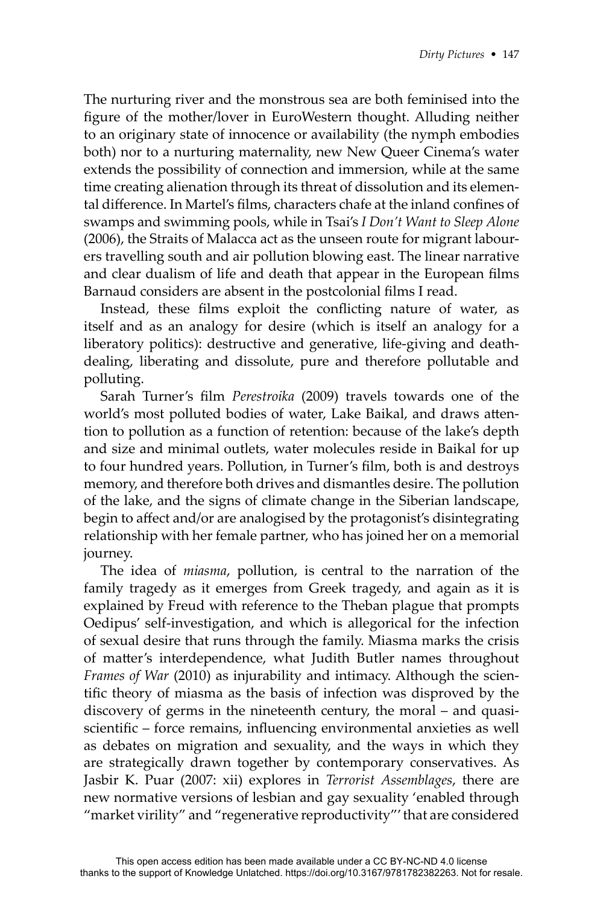The nurturing river and the monstrous sea are both feminised into the figure of the mother/lover in EuroWestern thought. Alluding neither to an originary state of innocence or availability (the nymph embodies both) nor to a nurturing maternality, new New Queer Cinema's water extends the possibility of connection and immersion, while at the same time creating alienation through its threat of dissolution and its elemental difference. In Martel's films, characters chafe at the inland confines of swamps and swimming pools, while in Tsai's *I Don't Want to Sleep Alone* (2006), the Straits of Malacca act as the unseen route for migrant labourers travelling south and air pollution blowing east. The linear narrative and clear dualism of life and death that appear in the European films Barnaud considers are absent in the postcolonial films I read.

Instead, these films exploit the conflicting nature of water, as itself and as an analogy for desire (which is itself an analogy for a liberatory politics): destructive and generative, life-giving and death-dealing, liberating and dissolute, pure and therefore pollutable and polluting.

Sarah Turner's film *Perestroika* (2009) travels towards one of the world's most polluted bodies of water, Lake Baikal, and draws attention to pollution as a function of retention: because of the lake's depth and size and minimal outlets, water molecules reside in Baikal for up to four hundred years. Pollution, in Turner's film, both is and destroys memory, and therefore both drives and dismantles desire. The pollution of the lake, and the signs of climate change in the Siberian landscape, begin to affect and/or are analogised by the protagonist's disintegrating relationship with her female partner, who has joined her on a memorial journey.

The idea of *miasma*, pollution, is central to the narration of the family tragedy as it emerges from Greek tragedy, and again as it is explained by Freud with reference to the Theban plague that prompts Oedipus' self-investigation, and which is allegorical for the infection of sexual desire that runs through the family. Miasma marks the crisis of matter's interdependence, what Judith Butler names throughout *Frames of War* (2010) as injurability and intimacy. Although the scientific theory of miasma as the basis of infection was disproved by the discovery of germs in the nineteenth century, the moral – and quasi-scientific – force remains, influencing environmental anxieties as well as debates on migration and sexuality, and the ways in which they are strategically drawn together by contemporary conservatives. As Jasbir K. Puar (2007: xii) explores in *Terrorist Assemblages*, there are new normative versions of lesbian and gay sexuality 'enabled through "market virility" and "regenerative reproductivity"' that are considered

This open access edition has been made available under a CC BY-NC-ND 4.0 license thanks to the support of Knowledge Unlatched. https://doi.org/10.3167/9781782382263. Not for resale.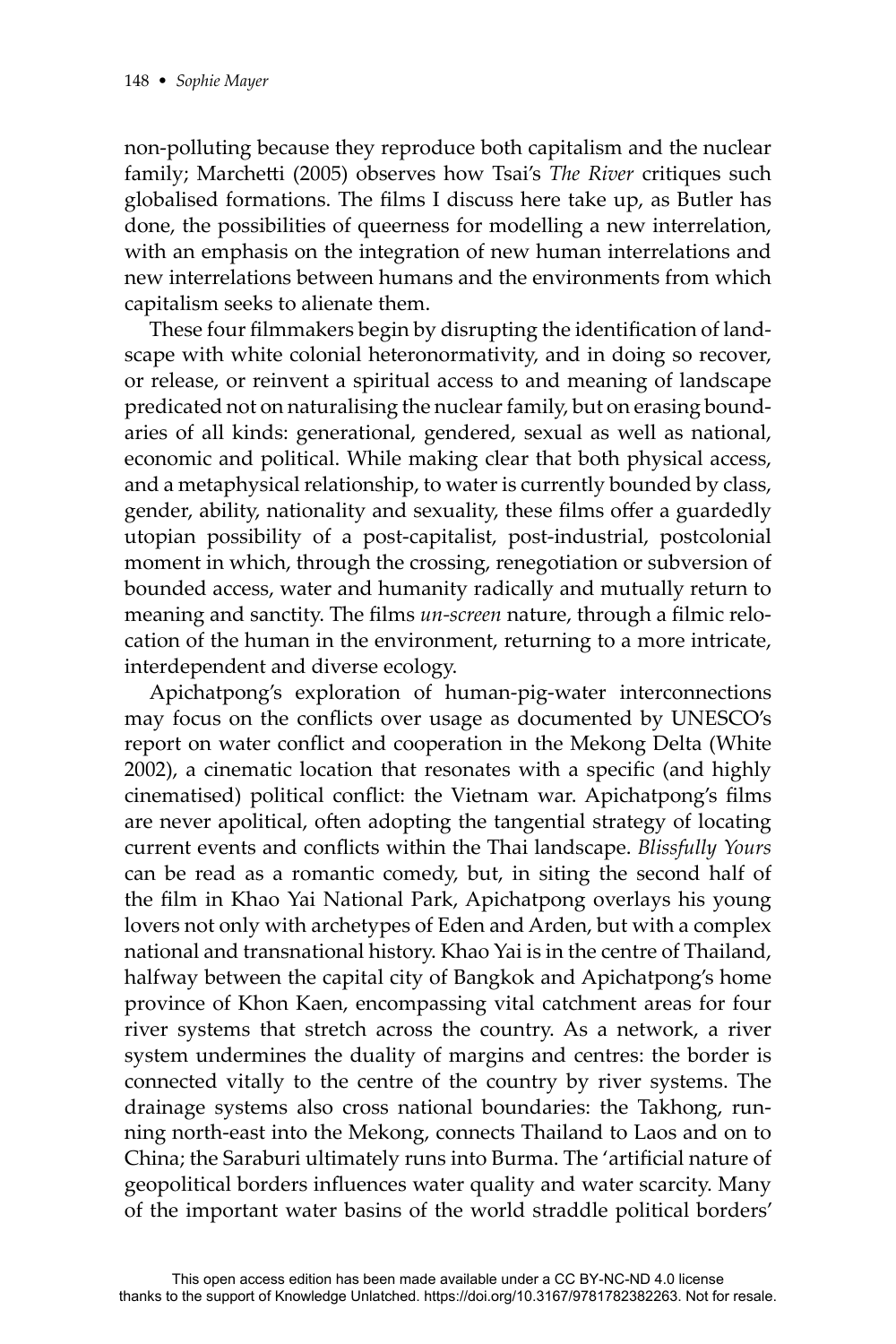non-polluting because they reproduce both capitalism and the nuclear family; Marchetti (2005) observes how Tsai's *The River* critiques such globalised formations. The films I discuss here take up, as Butler has done, the possibilities of queerness for modelling a new interrelation, with an emphasis on the integration of new human interrelations and new interrelations between humans and the environments from which capitalism seeks to alienate them.

These four filmmakers begin by disrupting the identification of landscape with white colonial heteronormativity, and in doing so recover, or release, or reinvent a spiritual access to and meaning of landscape predicated not on naturalising the nuclear family, but on erasing boundaries of all kinds: generational, gendered, sexual as well as national, economic and political. While making clear that both physical access, and a metaphysical relationship, to water is currently bounded by class, gender, ability, nationality and sexuality, these films offer a guardedly utopian possibility of a post-capitalist, post-industrial, postcolonial moment in which, through the crossing, renegotiation or subversion of bounded access, water and humanity radically and mutually return to meaning and sanctity. The films *un-screen* nature, through a filmic relocation of the human in the environment, returning to a more intricate, interdependent and diverse ecology.

Apichatpong's exploration of human-pig-water interconnections may focus on the conflicts over usage as documented by UNESCO's report on water conflict and cooperation in the Mekong Delta (White 2002), a cinematic location that resonates with a specific (and highly cinematised) political conflict: the Vietnam war. Apichatpong's films are never apolitical, often adopting the tangential strategy of locating current events and conflicts within the Thai landscape. *Blissfully Yours* can be read as a romantic comedy, but, in siting the second half of the film in Khao Yai National Park, Apichatpong overlays his young lovers not only with archetypes of Eden and Arden, but with a complex national and transnational history. Khao Yai is in the centre of Thailand, halfway between the capital city of Bangkok and Apichatpong's home province of Khon Kaen, encompassing vital catchment areas for four river systems that stretch across the country. As a network, a river system undermines the duality of margins and centres: the border is connected vitally to the centre of the country by river systems. The drainage systems also cross national boundaries: the Takhong, running north-east into the Mekong, connects Thailand to Laos and on to China; the Saraburi ultimately runs into Burma. The 'artificial nature of geopolitical borders influences water quality and water scarcity. Many of the important water basins of the world straddle political borders'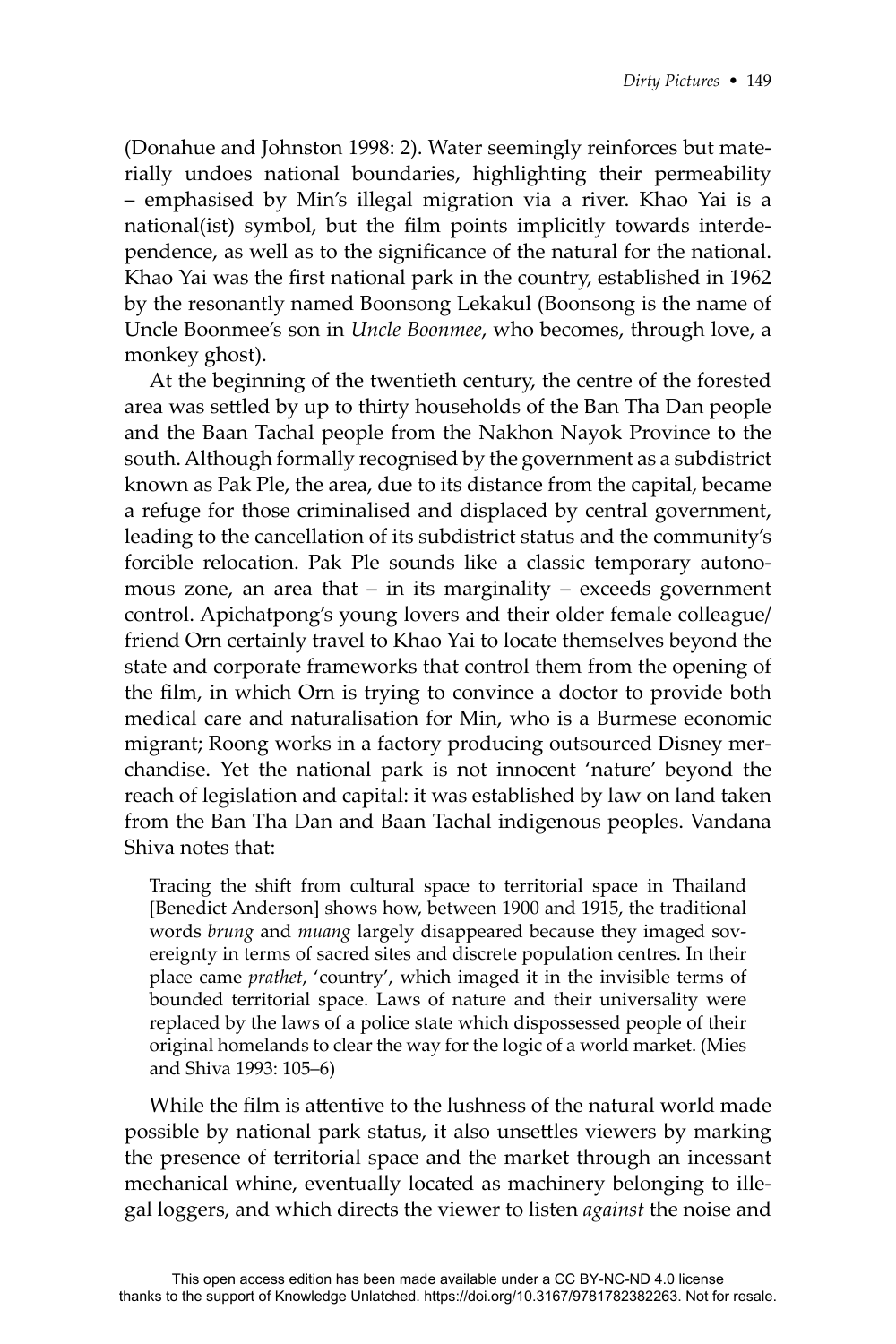(Donahue and Johnston 1998: 2). Water seemingly reinforces but materially undoes national boundaries, highlighting their permeability – emphasised by Min's illegal migration via a river. Khao Yai is a national(ist) symbol, but the film points implicitly towards interdependence, as well as to the significance of the natural for the national. Khao Yai was the first national park in the country, established in 1962 by the resonantly named Boonsong Lekakul (Boonsong is the name of Uncle Boonmee's son in *Uncle Boonmee*, who becomes, through love, a monkey ghost).

At the beginning of the twentieth century, the centre of the forested area was settled by up to thirty households of the Ban Tha Dan people and the Baan Tachal people from the Nakhon Nayok Province to the south. Although formally recognised by the government as a subdistrict known as Pak Ple, the area, due to its distance from the capital, became a refuge for those criminalised and displaced by central government, leading to the cancellation of its subdistrict status and the community's forcible relocation. Pak Ple sounds like a classic temporary autonomous zone, an area that – in its marginality – exceeds government control. Apichatpong's young lovers and their older female colleague/friend Orn certainly travel to Khao Yai to locate themselves beyond the state and corporate frameworks that control them from the opening of the film, in which Orn is trying to convince a doctor to provide both medical care and naturalisation for Min, who is a Burmese economic migrant; Roong works in a factory producing outsourced Disney merchandise. Yet the national park is not innocent 'nature' beyond the reach of legislation and capital: it was established by law on land taken from the Ban Tha Dan and Baan Tachal indigenous peoples. Vandana Shiva notes that:

> Tracing the shift from cultural space to territorial space in Thailand [Benedict Anderson] shows how, between 1900 and 1915, the traditional words *brung* and *muang* largely disappeared because they imaged sovereignty in terms of sacred sites and discrete population centres. In their place came *prathet*, 'country', which imaged it in the invisible terms of bounded territorial space. Laws of nature and their universality were replaced by the laws of a police state which dispossessed people of their original homelands to clear the way for the logic of a world market. (Mies and Shiva 1993: 105–6)

While the film is attentive to the lushness of the natural world made possible by national park status, it also unsettles viewers by marking the presence of territorial space and the market through an incessant mechanical whine, eventually located as machinery belonging to illegal loggers, and which directs the viewer to listen *against* the noise and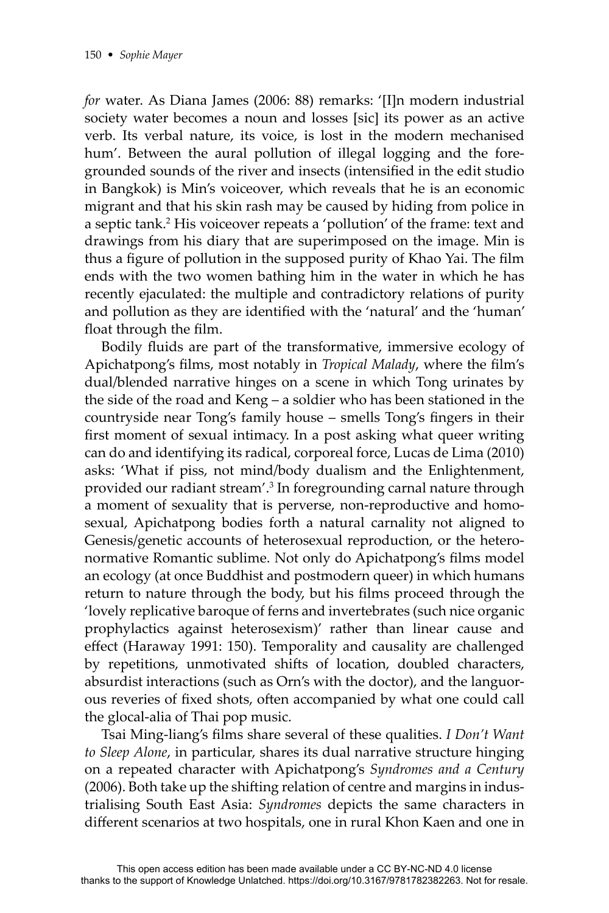*for* water. As Diana James (2006: 88) remarks: '[I]n modern industrial society water becomes a noun and losses [sic] its power as an active verb. Its verbal nature, its voice, is lost in the modern mechanised hum'. Between the aural pollution of illegal logging and the foregrounded sounds of the river and insects (intensified in the edit studio in Bangkok) is Min's voiceover, which reveals that he is an economic migrant and that his skin rash may be caused by hiding from police in a septic tank.[2] His voiceover repeats a 'pollution' of the frame: text and drawings from his diary that are superimposed on the image. Min is thus a figure of pollution in the supposed purity of Khao Yai. The film ends with the two women bathing him in the water in which he has recently ejaculated: the multiple and contradictory relations of purity and pollution as they are identified with the 'natural' and the 'human' float through the film.

Bodily fluids are part of the transformative, immersive ecology of Apichatpong's films, most notably in *Tropical Malady*, where the film's dual/blended narrative hinges on a scene in which Tong urinates by the side of the road and Keng – a soldier who has been stationed in the countryside near Tong's family house – smells Tong's fingers in their first moment of sexual intimacy. In a post asking what queer writing can do and identifying its radical, corporeal force, Lucas de Lima (2010) asks: 'What if piss, not mind/body dualism and the Enlightenment, provided our radiant stream'.[3] In foregrounding carnal nature through a moment of sexuality that is perverse, non-reproductive and homosexual, Apichatpong bodies forth a natural carnality not aligned to Genesis/genetic accounts of heterosexual reproduction, or the heteronormative Romantic sublime. Not only do Apichatpong's films model an ecology (at once Buddhist and postmodern queer) in which humans return to nature through the body, but his films proceed through the 'lovely replicative baroque of ferns and invertebrates (such nice organic prophylactics against heterosexism)' rather than linear cause and effect (Haraway 1991: 150). Temporality and causality are challenged by repetitions, unmotivated shifts of location, doubled characters, absurdist interactions (such as Orn's with the doctor), and the languorous reveries of fixed shots, often accompanied by what one could call the glocal-alia of Thai pop music.

Tsai Ming-liang's films share several of these qualities. *I Don't Want to Sleep Alone*, in particular, shares its dual narrative structure hinging on a repeated character with Apichatpong's *Syndromes and a Century* (2006). Both take up the shifting relation of centre and margins in industrialising South East Asia: *Syndromes* depicts the same characters in different scenarios at two hospitals, one in rural Khon Kaen and one in

This open access edition has been made available under a CC BY-NC-ND 4.0 license thanks to the support of Knowledge Unlatched. https://doi.org/10.3167/9781782382263. Not for resale.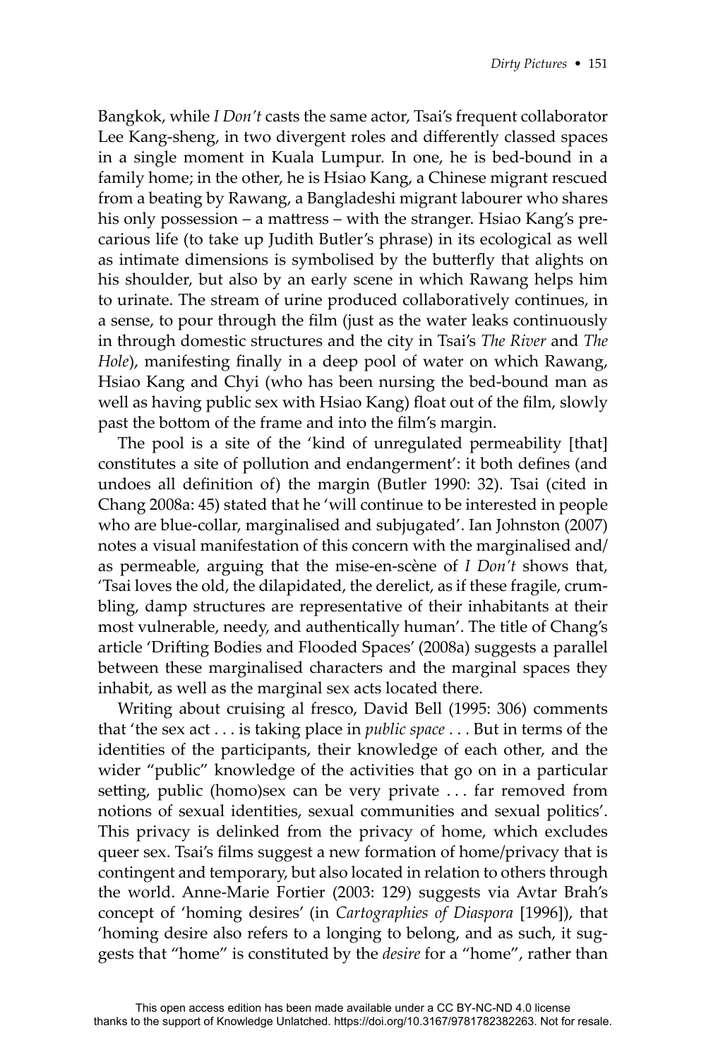Bangkok, while *I Don't* casts the same actor, Tsai's frequent collaborator Lee Kang-sheng, in two divergent roles and differently classed spaces in a single moment in Kuala Lumpur. In one, he is bed-bound in a family home; in the other, he is Hsiao Kang, a Chinese migrant rescued from a beating by Rawang, a Bangladeshi migrant labourer who shares his only possession – a mattress – with the stranger. Hsiao Kang's precarious life (to take up Judith Butler's phrase) in its ecological as well as intimate dimensions is symbolised by the butterfly that alights on his shoulder, but also by an early scene in which Rawang helps him to urinate. The stream of urine produced collaboratively continues, in a sense, to pour through the film (just as the water leaks continuously in through domestic structures and the city in Tsai's *The River* and *The Hole*), manifesting finally in a deep pool of water on which Rawang, Hsiao Kang and Chyi (who has been nursing the bed-bound man as well as having public sex with Hsiao Kang) float out of the film, slowly past the bottom of the frame and into the film's margin.

The pool is a site of the 'kind of unregulated permeability [that] constitutes a site of pollution and endangerment': it both defines (and undoes all definition of) the margin (Butler 1990: 32). Tsai (cited in Chang 2008a: 45) stated that he 'will continue to be interested in people who are blue-collar, marginalised and subjugated'. Ian Johnston (2007) notes a visual manifestation of this concern with the marginalised and/as permeable, arguing that the mise-en-scène of *I Don't* shows that, 'Tsai loves the old, the dilapidated, the derelict, as if these fragile, crumbling, damp structures are representative of their inhabitants at their most vulnerable, needy, and authentically human'. The title of Chang's article 'Drifting Bodies and Flooded Spaces' (2008a) suggests a parallel between these marginalised characters and the marginal spaces they inhabit, as well as the marginal sex acts located there.

Writing about cruising al fresco, David Bell (1995: 306) comments that 'the sex act . . . is taking place in *public space* . . . But in terms of the identities of the participants, their knowledge of each other, and the wider "public" knowledge of the activities that go on in a particular setting, public (homo)sex can be very private . . . far removed from notions of sexual identities, sexual communities and sexual politics'. This privacy is delinked from the privacy of home, which excludes queer sex. Tsai's films suggest a new formation of home/privacy that is contingent and temporary, but also located in relation to others through the world. Anne-Marie Fortier (2003: 129) suggests via Avtar Brah's concept of 'homing desires' (in *Cartographies of Diaspora* [1996]), that 'homing desire also refers to a longing to belong, and as such, it suggests that "home" is constituted by the *desire* for a "home", rather than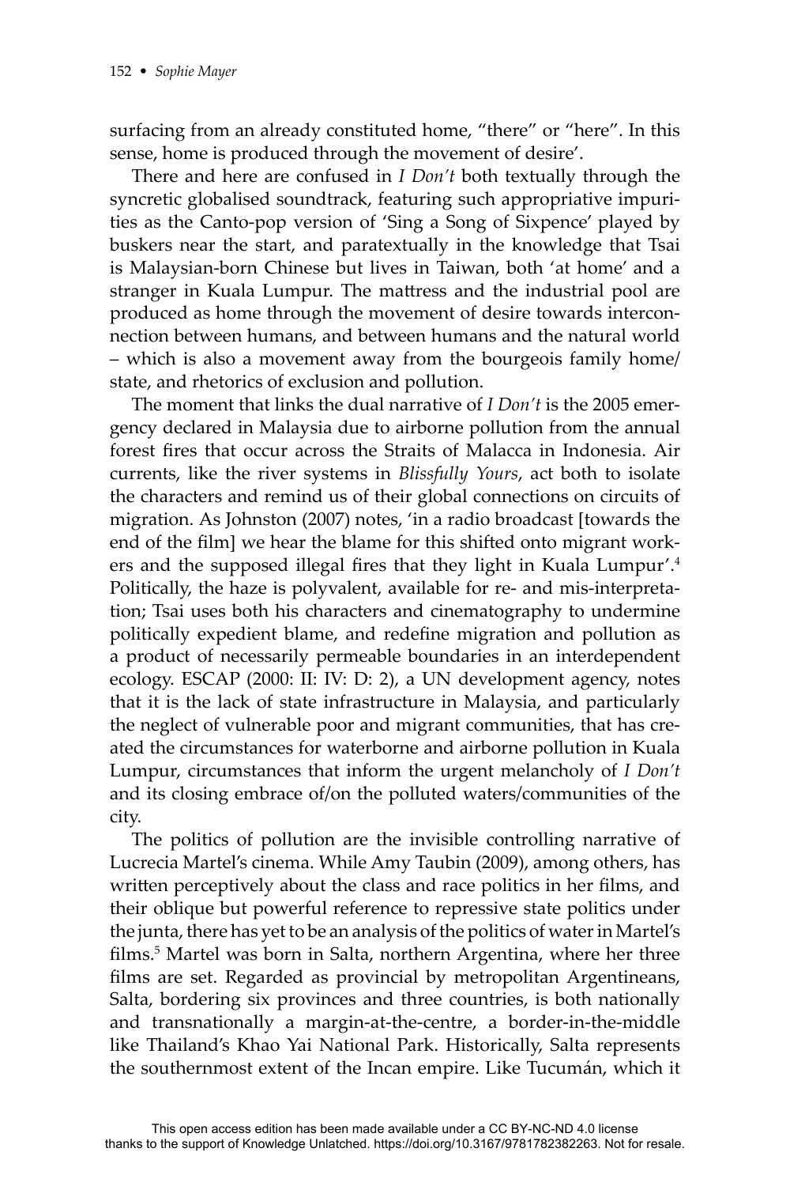surfacing from an already constituted home, "there" or "here". In this sense, home is produced through the movement of desire'.

There and here are confused in *I Don't* both textually through the syncretic globalised soundtrack, featuring such appropriative impurities as the Canto-pop version of 'Sing a Song of Sixpence' played by buskers near the start, and paratextually in the knowledge that Tsai is Malaysian-born Chinese but lives in Taiwan, both 'at home' and a stranger in Kuala Lumpur. The mattress and the industrial pool are produced as home through the movement of desire towards interconnection between humans, and between humans and the natural world – which is also a movement away from the bourgeois family home/state, and rhetorics of exclusion and pollution.

The moment that links the dual narrative of *I Don't* is the 2005 emergency declared in Malaysia due to airborne pollution from the annual forest fires that occur across the Straits of Malacca in Indonesia. Air currents, like the river systems in *Blissfully Yours*, act both to isolate the characters and remind us of their global connections on circuits of migration. As Johnston (2007) notes, 'in a radio broadcast [towards the end of the film] we hear the blame for this shifted onto migrant workers and the supposed illegal fires that they light in Kuala Lumpur'.[4] Politically, the haze is polyvalent, available for re- and mis-interpretation; Tsai uses both his characters and cinematography to undermine politically expedient blame, and redefine migration and pollution as a product of necessarily permeable boundaries in an interdependent ecology. ESCAP (2000: II: IV: D: 2), a UN development agency, notes that it is the lack of state infrastructure in Malaysia, and particularly the neglect of vulnerable poor and migrant communities, that has created the circumstances for waterborne and airborne pollution in Kuala Lumpur, circumstances that inform the urgent melancholy of *I Don't* and its closing embrace of/on the polluted waters/communities of the city.

The politics of pollution are the invisible controlling narrative of Lucrecia Martel's cinema. While Amy Taubin (2009), among others, has written perceptively about the class and race politics in her films, and their oblique but powerful reference to repressive state politics under the junta, there has yet to be an analysis of the politics of water in Martel's films.[5] Martel was born in Salta, northern Argentina, where her three films are set. Regarded as provincial by metropolitan Argentineans, Salta, bordering six provinces and three countries, is both nationally and transnationally a margin-at-the-centre, a border-in-the-middle like Thailand's Khao Yai National Park. Historically, Salta represents the southernmost extent of the Incan empire. Like Tucumán, which it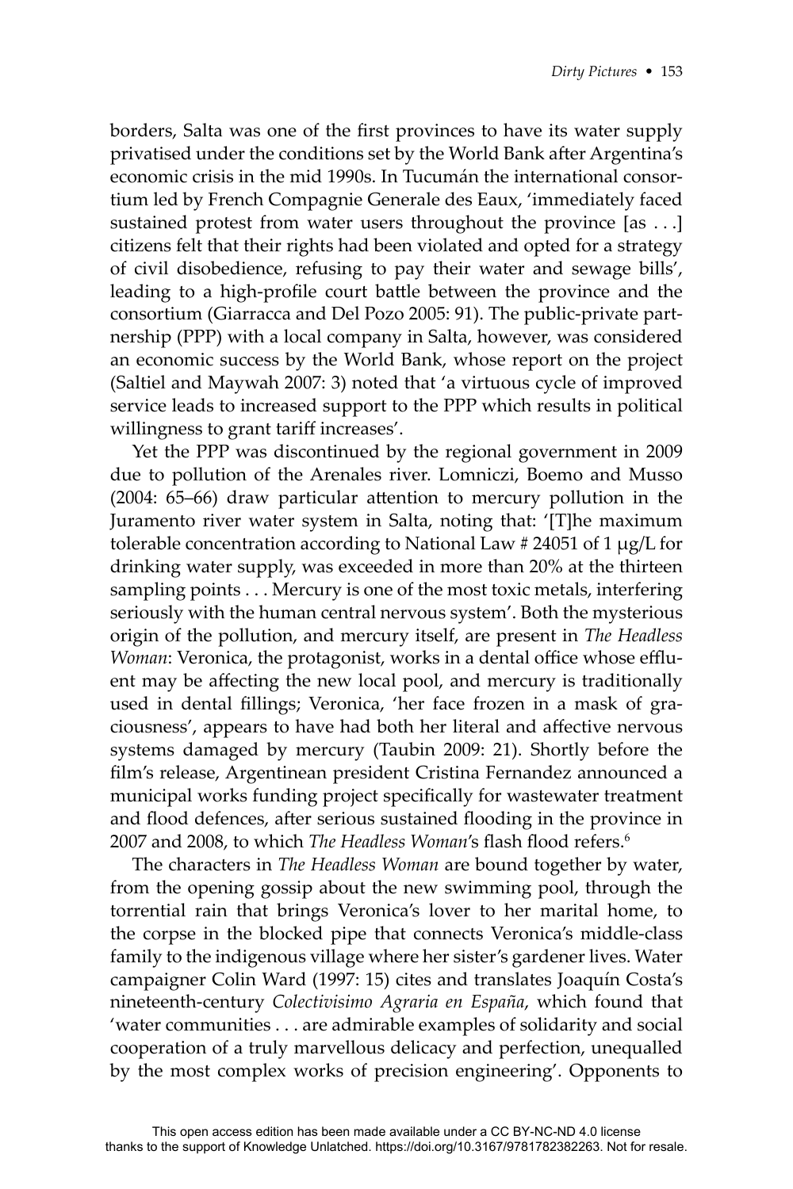borders, Salta was one of the first provinces to have its water supply privatised under the conditions set by the World Bank after Argentina's economic crisis in the mid 1990s. In Tucumán the international consortium led by French Compagnie Generale des Eaux, 'immediately faced sustained protest from water users throughout the province [as . . .] citizens felt that their rights had been violated and opted for a strategy of civil disobedience, refusing to pay their water and sewage bills', leading to a high-profile court battle between the province and the consortium (Giarracca and Del Pozo 2005: 91). The public-private partnership (PPP) with a local company in Salta, however, was considered an economic success by the World Bank, whose report on the project (Saltiel and Maywah 2007: 3) noted that 'a virtuous cycle of improved service leads to increased support to the PPP which results in political willingness to grant tariff increases'.

Yet the PPP was discontinued by the regional government in 2009 due to pollution of the Arenales river. Lomniczi, Boemo and Musso (2004: 65–66) draw particular attention to mercury pollution in the Juramento river water system in Salta, noting that: '[T]he maximum tolerable concentration according to National Law # 24051 of 1 μg/L for drinking water supply, was exceeded in more than 20% at the thirteen sampling points . . . Mercury is one of the most toxic metals, interfering seriously with the human central nervous system'. Both the mysterious origin of the pollution, and mercury itself, are present in *The Headless Woman*: Veronica, the protagonist, works in a dental office whose effluent may be affecting the new local pool, and mercury is traditionally used in dental fillings; Veronica, 'her face frozen in a mask of graciousness', appears to have had both her literal and affective nervous systems damaged by mercury (Taubin 2009: 21). Shortly before the film's release, Argentinean president Cristina Fernandez announced a municipal works funding project specifically for wastewater treatment and flood defences, after serious sustained flooding in the province in 2007 and 2008, to which *The Headless Woman*'s flash flood refers.[6]

The characters in *The Headless Woman* are bound together by water, from the opening gossip about the new swimming pool, through the torrential rain that brings Veronica's lover to her marital home, to the corpse in the blocked pipe that connects Veronica's middle-class family to the indigenous village where her sister's gardener lives. Water campaigner Colin Ward (1997: 15) cites and translates Joaquín Costa's nineteenth-century *Colectivisimo Agraria en España*, which found that 'water communities . . . are admirable examples of solidarity and social cooperation of a truly marvellous delicacy and perfection, unequalled by the most complex works of precision engineering'. Opponents to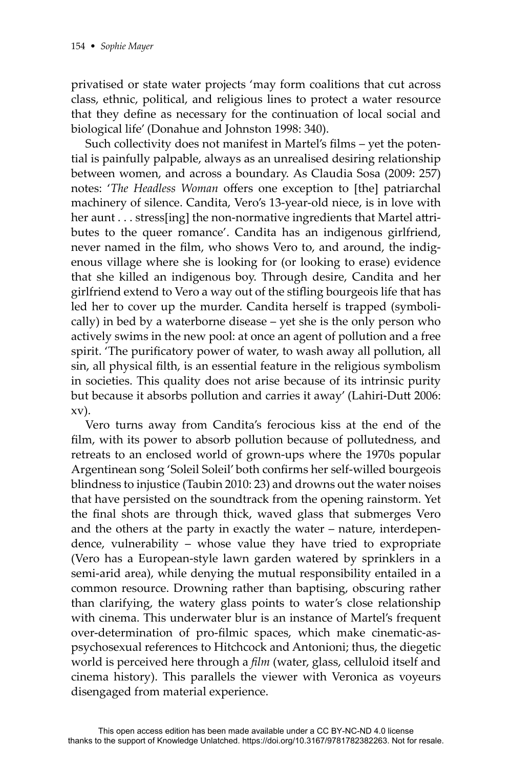privatised or state water projects 'may form coalitions that cut across class, ethnic, political, and religious lines to protect a water resource that they define as necessary for the continuation of local social and biological life' (Donahue and Johnston 1998: 340).

Such collectivity does not manifest in Martel's films – yet the potential is painfully palpable, always as an unrealised desiring relationship between women, and across a boundary. As Claudia Sosa (2009: 257) notes: '*The Headless Woman* offers one exception to [the] patriarchal machinery of silence. Candita, Vero's 13-year-old niece, is in love with her aunt . . . stress[ing] the non-normative ingredients that Martel attributes to the queer romance'. Candita has an indigenous girlfriend, never named in the film, who shows Vero to, and around, the indigenous village where she is looking for (or looking to erase) evidence that she killed an indigenous boy. Through desire, Candita and her girlfriend extend to Vero a way out of the stifling bourgeois life that has led her to cover up the murder. Candita herself is trapped (symbolically) in bed by a waterborne disease – yet she is the only person who actively swims in the new pool: at once an agent of pollution and a free spirit. 'The purificatory power of water, to wash away all pollution, all sin, all physical filth, is an essential feature in the religious symbolism in societies. This quality does not arise because of its intrinsic purity but because it absorbs pollution and carries it away' (Lahiri-Dutt 2006: xv).

Vero turns away from Candita's ferocious kiss at the end of the film, with its power to absorb pollution because of pollutedness, and retreats to an enclosed world of grown-ups where the 1970s popular Argentinean song 'Soleil Soleil' both confirms her self-willed bourgeois blindness to injustice (Taubin 2010: 23) and drowns out the water noises that have persisted on the soundtrack from the opening rainstorm. Yet the final shots are through thick, waved glass that submerges Vero and the others at the party in exactly the water – nature, interdependence, vulnerability – whose value they have tried to expropriate (Vero has a European-style lawn garden watered by sprinklers in a semi-arid area), while denying the mutual responsibility entailed in a common resource. Drowning rather than baptising, obscuring rather than clarifying, the watery glass points to water's close relationship with cinema. This underwater blur is an instance of Martel's frequent over-determination of pro-filmic spaces, which make cinematic-as-psychosexual references to Hitchcock and Antonioni; thus, the diegetic world is perceived here through a *film* (water, glass, celluloid itself and cinema history). This parallels the viewer with Veronica as voyeurs disengaged from material experience.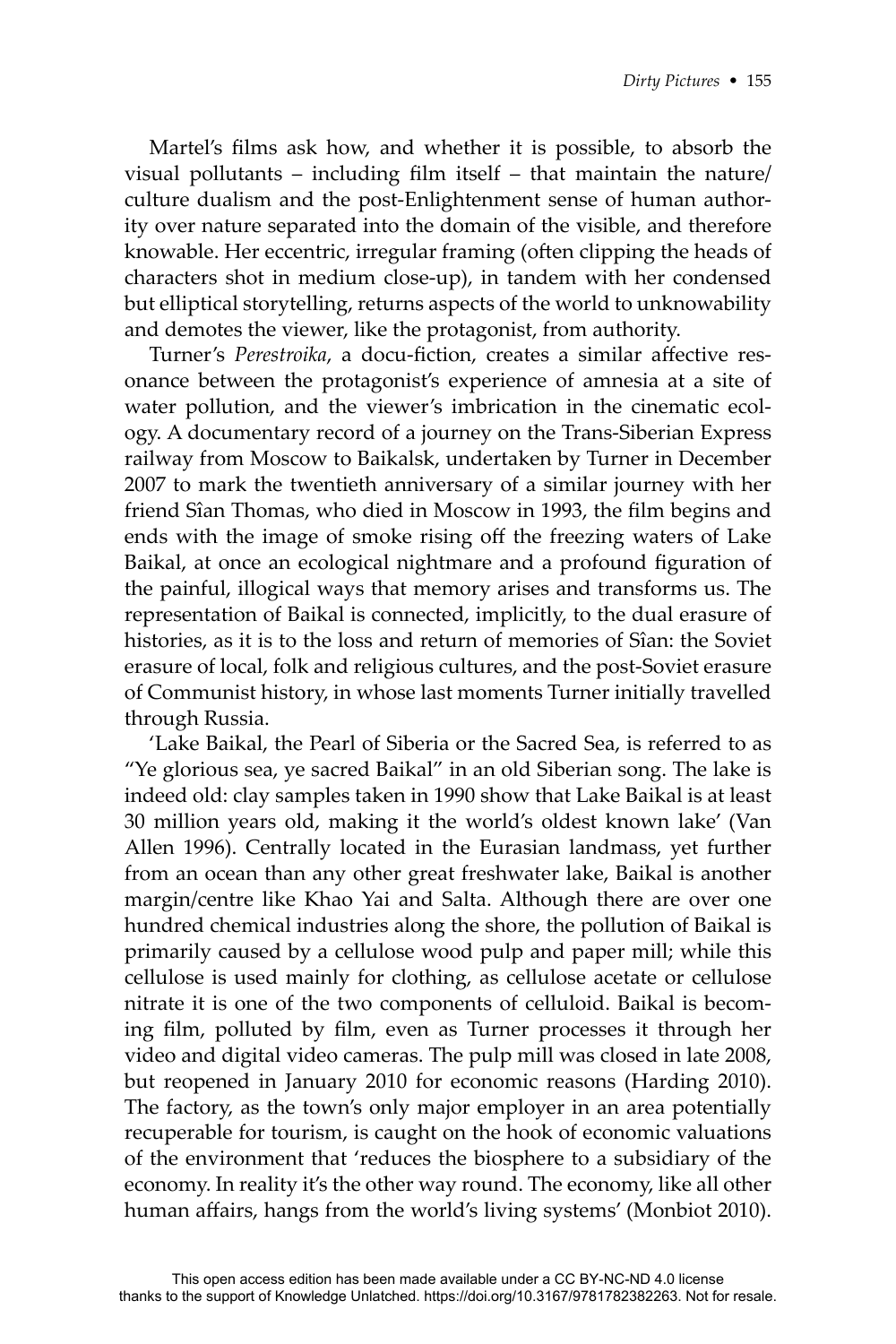Martel's films ask how, and whether it is possible, to absorb the visual pollutants – including film itself – that maintain the nature/culture dualism and the post-Enlightenment sense of human authority over nature separated into the domain of the visible, and therefore knowable. Her eccentric, irregular framing (often clipping the heads of characters shot in medium close-up), in tandem with her condensed but elliptical storytelling, returns aspects of the world to unknowability and demotes the viewer, like the protagonist, from authority.

Turner's *Perestroika*, a docu-fiction, creates a similar affective resonance between the protagonist's experience of amnesia at a site of water pollution, and the viewer's imbrication in the cinematic ecology. A documentary record of a journey on the Trans-Siberian Express railway from Moscow to Baikalsk, undertaken by Turner in December 2007 to mark the twentieth anniversary of a similar journey with her friend Sîan Thomas, who died in Moscow in 1993, the film begins and ends with the image of smoke rising off the freezing waters of Lake Baikal, at once an ecological nightmare and a profound figuration of the painful, illogical ways that memory arises and transforms us. The representation of Baikal is connected, implicitly, to the dual erasure of histories, as it is to the loss and return of memories of Sîan: the Soviet erasure of local, folk and religious cultures, and the post-Soviet erasure of Communist history, in whose last moments Turner initially travelled through Russia.

'Lake Baikal, the Pearl of Siberia or the Sacred Sea, is referred to as "Ye glorious sea, ye sacred Baikal" in an old Siberian song. The lake is indeed old: clay samples taken in 1990 show that Lake Baikal is at least 30 million years old, making it the world's oldest known lake' (Van Allen 1996). Centrally located in the Eurasian landmass, yet further from an ocean than any other great freshwater lake, Baikal is another margin/centre like Khao Yai and Salta. Although there are over one hundred chemical industries along the shore, the pollution of Baikal is primarily caused by a cellulose wood pulp and paper mill; while this cellulose is used mainly for clothing, as cellulose acetate or cellulose nitrate it is one of the two components of celluloid. Baikal is becoming film, polluted by film, even as Turner processes it through her video and digital video cameras. The pulp mill was closed in late 2008, but reopened in January 2010 for economic reasons (Harding 2010). The factory, as the town's only major employer in an area potentially recuperable for tourism, is caught on the hook of economic valuations of the environment that 'reduces the biosphere to a subsidiary of the economy. In reality it's the other way round. The economy, like all other human affairs, hangs from the world's living systems' (Monbiot 2010).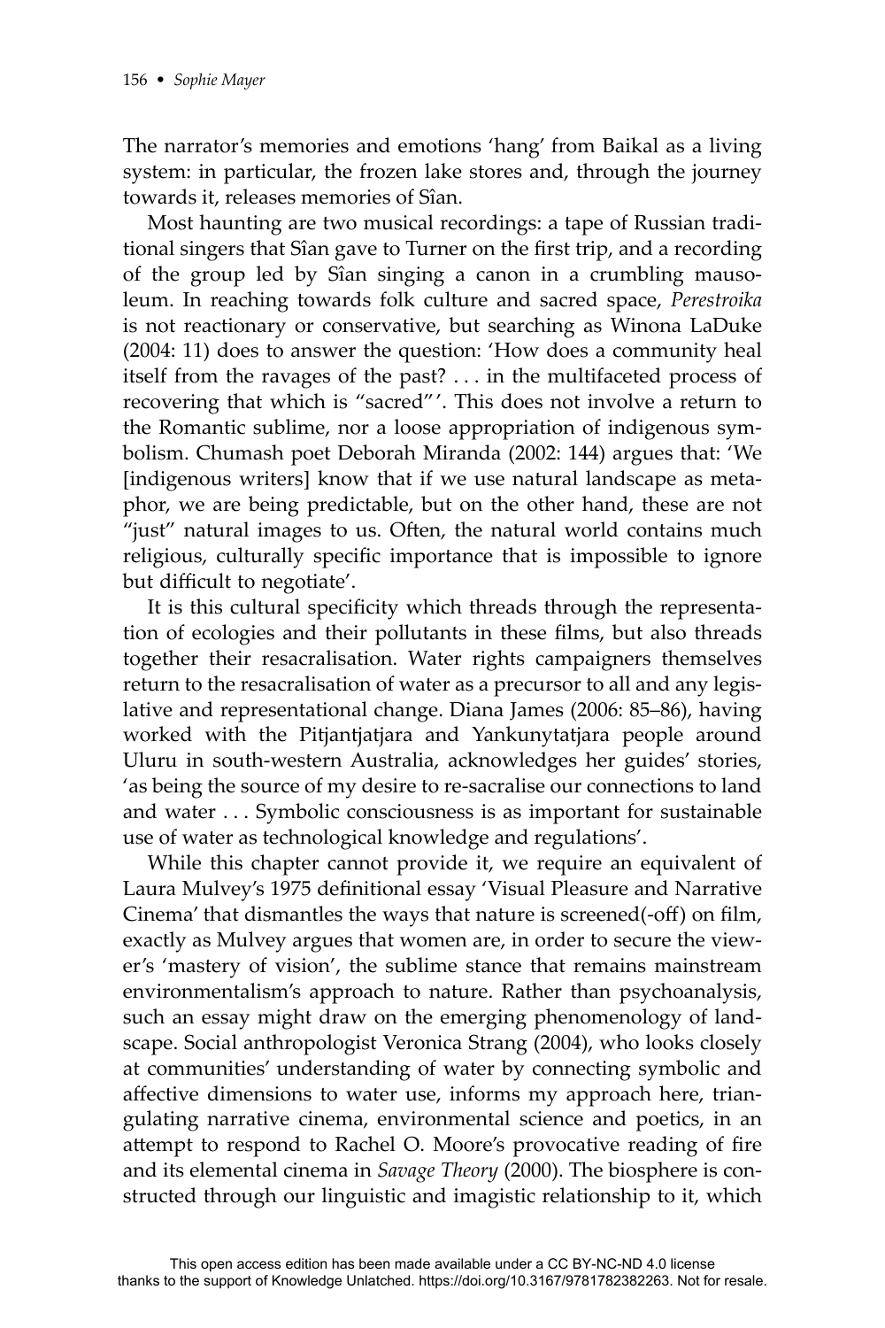The narrator's memories and emotions 'hang' from Baikal as a living system: in particular, the frozen lake stores and, through the journey towards it, releases memories of Sîan.

Most haunting are two musical recordings: a tape of Russian traditional singers that Sîan gave to Turner on the first trip, and a recording of the group led by Sîan singing a canon in a crumbling mausoleum. In reaching towards folk culture and sacred space, *Perestroika* is not reactionary or conservative, but searching as Winona LaDuke (2004: 11) does to answer the question: 'How does a community heal itself from the ravages of the past? . . . in the multifaceted process of recovering that which is "sacred"'. This does not involve a return to the Romantic sublime, nor a loose appropriation of indigenous symbolism. Chumash poet Deborah Miranda (2002: 144) argues that: 'We [indigenous writers] know that if we use natural landscape as metaphor, we are being predictable, but on the other hand, these are not "just" natural images to us. Often, the natural world contains much religious, culturally specific importance that is impossible to ignore but difficult to negotiate'.

It is this cultural specificity which threads through the representation of ecologies and their pollutants in these films, but also threads together their resacralisation. Water rights campaigners themselves return to the resacralisation of water as a precursor to all and any legislative and representational change. Diana James (2006: 85–86), having worked with the Pitjantjatjara and Yankunytatjara people around Uluru in south-western Australia, acknowledges her guides' stories, 'as being the source of my desire to re-sacralise our connections to land and water . . . Symbolic consciousness is as important for sustainable use of water as technological knowledge and regulations'.

While this chapter cannot provide it, we require an equivalent of Laura Mulvey's 1975 definitional essay 'Visual Pleasure and Narrative Cinema' that dismantles the ways that nature is screened(-off) on film, exactly as Mulvey argues that women are, in order to secure the viewer's 'mastery of vision', the sublime stance that remains mainstream environmentalism's approach to nature. Rather than psychoanalysis, such an essay might draw on the emerging phenomenology of landscape. Social anthropologist Veronica Strang (2004), who looks closely at communities' understanding of water by connecting symbolic and affective dimensions to water use, informs my approach here, triangulating narrative cinema, environmental science and poetics, in an attempt to respond to Rachel O. Moore's provocative reading of fire and its elemental cinema in *Savage Theory* (2000). The biosphere is constructed through our linguistic and imagistic relationship to it, which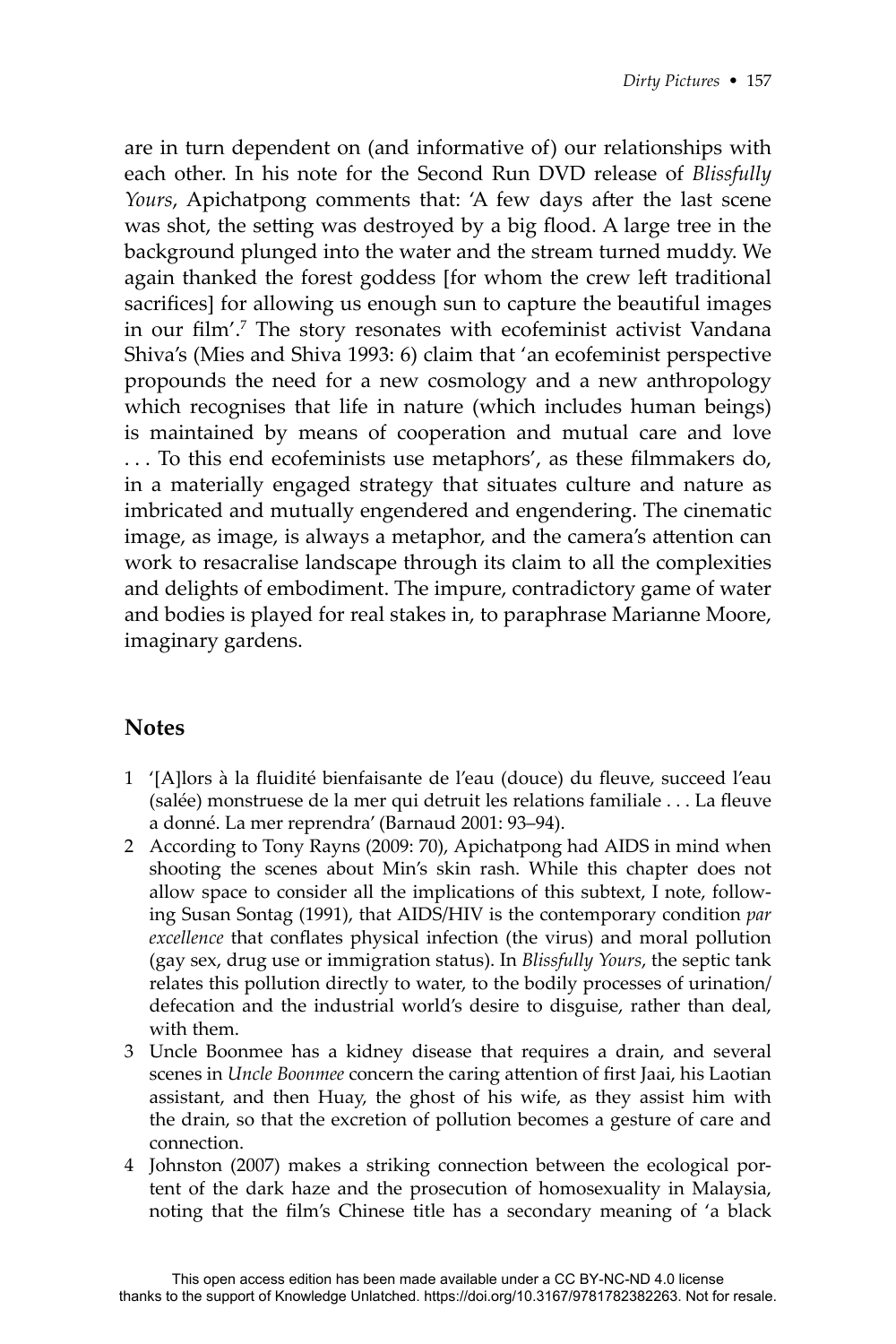are in turn dependent on (and informative of) our relationships with each other. In his note for the Second Run DVD release of *Blissfully Yours*, Apichatpong comments that: 'A few days after the last scene was shot, the setting was destroyed by a big flood. A large tree in the background plunged into the water and the stream turned muddy. We again thanked the forest goddess [for whom the crew left traditional sacrifices] for allowing us enough sun to capture the beautiful images in our film'.[7] The story resonates with ecofeminist activist Vandana Shiva's (Mies and Shiva 1993: 6) claim that 'an ecofeminist perspective propounds the need for a new cosmology and a new anthropology which recognises that life in nature (which includes human beings) is maintained by means of cooperation and mutual care and love . . . To this end ecofeminists use metaphors', as these filmmakers do, in a materially engaged strategy that situates culture and nature as imbricated and mutually engendered and engendering. The cinematic image, as image, is always a metaphor, and the camera's attention can work to resacralise landscape through its claim to all the complexities and delights of embodiment. The impure, contradictory game of water and bodies is played for real stakes in, to paraphrase Marianne Moore, imaginary gardens.

## Notes

1. '[A]lors à la fluidité bienfaisante de l'eau (douce) du fleuve, succeed l'eau (salée) monstruese de la mer qui detruit les relations familiale . . . La fleuve a donné. La mer reprendra' (Barnaud 2001: 93–94).
2. According to Tony Rayns (2009: 70), Apichatpong had AIDS in mind when shooting the scenes about Min's skin rash. While this chapter does not allow space to consider all the implications of this subtext, I note, following Susan Sontag (1991), that AIDS/HIV is the contemporary condition *par excellence* that conflates physical infection (the virus) and moral pollution (gay sex, drug use or immigration status). In *Blissfully Yours*, the septic tank relates this pollution directly to water, to the bodily processes of urination/defecation and the industrial world's desire to disguise, rather than deal, with them.
3. Uncle Boonmee has a kidney disease that requires a drain, and several scenes in *Uncle Boonmee* concern the caring attention of first Jaai, his Laotian assistant, and then Huay, the ghost of his wife, as they assist him with the drain, so that the excretion of pollution becomes a gesture of care and connection.
4. Johnston (2007) makes a striking connection between the ecological portent of the dark haze and the prosecution of homosexuality in Malaysia, noting that the film's Chinese title has a secondary meaning of 'a black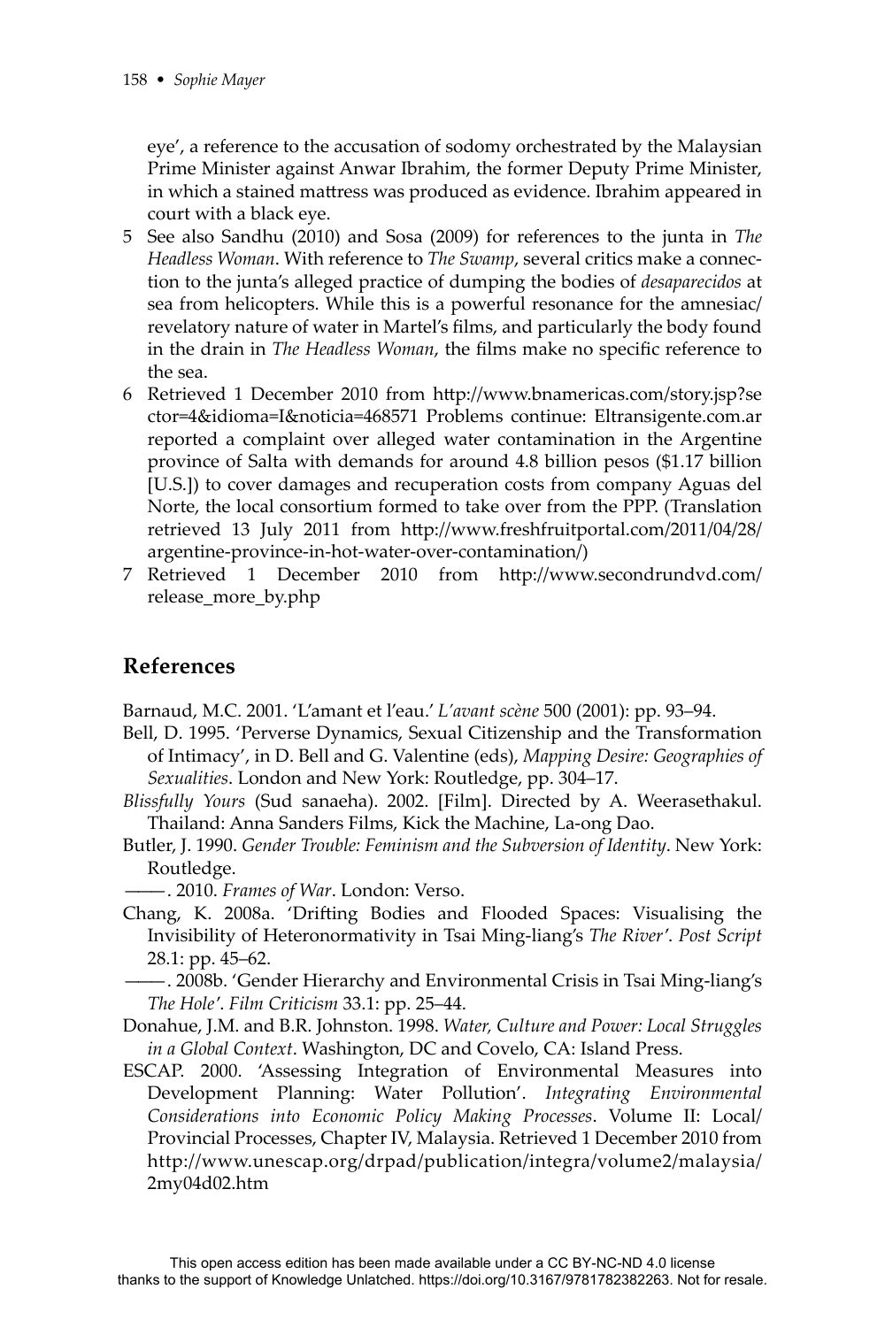eye', a reference to the accusation of sodomy orchestrated by the Malaysian Prime Minister against Anwar Ibrahim, the former Deputy Prime Minister, in which a stained mattress was produced as evidence. Ibrahim appeared in court with a black eye.

5 See also Sandhu (2010) and Sosa (2009) for references to the junta in *The Headless Woman*. With reference to *The Swamp*, several critics make a connection to the junta's alleged practice of dumping the bodies of *desaparecidos* at sea from helicopters. While this is a powerful resonance for the amnesiac/revelatory nature of water in Martel's films, and particularly the body found in the drain in *The Headless Woman*, the films make no specific reference to the sea.

6 Retrieved 1 December 2010 from http://www.bnamericas.com/story.jsp?sector=4&idioma=I&noticia=468571 Problems continue: Eltransigente.com.ar reported a complaint over alleged water contamination in the Argentine province of Salta with demands for around 4.8 billion pesos ($1.17 billion [U.S.]) to cover damages and recuperation costs from company Aguas del Norte, the local consortium formed to take over from the PPP. (Translation retrieved 13 July 2011 from http://www.freshfruitportal.com/2011/04/28/argentine-province-in-hot-water-over-contamination/)

7 Retrieved 1 December 2010 from http://www.secondrundvd.com/release_more_by.php

## References

Barnaud, M.C. 2001. 'L'amant et l'eau.' *L'avant scène* 500 (2001): pp. 93–94.

Bell, D. 1995. 'Perverse Dynamics, Sexual Citizenship and the Transformation of Intimacy', in D. Bell and G. Valentine (eds), *Mapping Desire: Geographies of Sexualities*. London and New York: Routledge, pp. 304–17.

*Blissfully Yours* (Sud sanaeha). 2002. [Film]. Directed by A. Weerasethakul. Thailand: Anna Sanders Films, Kick the Machine, La-ong Dao.

Butler, J. 1990. *Gender Trouble: Feminism and the Subversion of Identity*. New York: Routledge.

———. 2010. *Frames of War*. London: Verso.

Chang, K. 2008a. 'Drifting Bodies and Flooded Spaces: Visualising the Invisibility of Heteronormativity in Tsai Ming-liang's *The River*'. *Post Script* 28.1: pp. 45–62.

———. 2008b. 'Gender Hierarchy and Environmental Crisis in Tsai Ming-liang's *The Hole*'. *Film Criticism* 33.1: pp. 25–44.

Donahue, J.M. and B.R. Johnston. 1998. *Water, Culture and Power: Local Struggles in a Global Context*. Washington, DC and Covelo, CA: Island Press.

ESCAP. 2000. 'Assessing Integration of Environmental Measures into Development Planning: Water Pollution'. *Integrating Environmental Considerations into Economic Policy Making Processes*. Volume II: Local/Provincial Processes, Chapter IV, Malaysia. Retrieved 1 December 2010 from http://www.unescap.org/drpad/publication/integra/volume2/malaysia/2my04d02.htm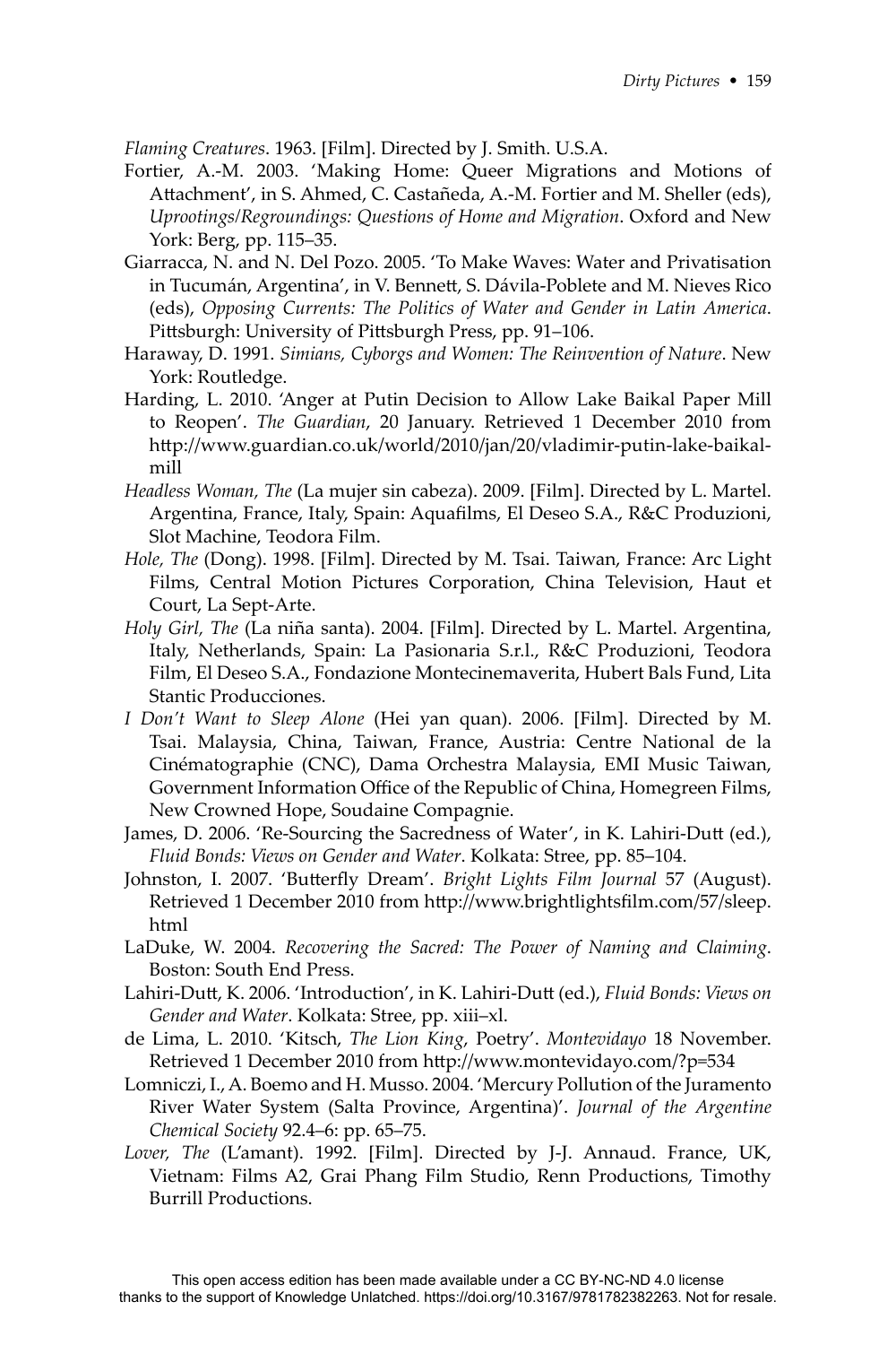*Flaming Creatures*. 1963. [Film]. Directed by J. Smith. U.S.A.

Fortier, A.-M. 2003. 'Making Home: Queer Migrations and Motions of Attachment', in S. Ahmed, C. Castañeda, A.-M. Fortier and M. Sheller (eds), *Uprootings/Regroundings: Questions of Home and Migration*. Oxford and New York: Berg, pp. 115–35.

Giarracca, N. and N. Del Pozo. 2005. 'To Make Waves: Water and Privatisation in Tucumán, Argentina', in V. Bennett, S. Dávila-Poblete and M. Nieves Rico (eds), *Opposing Currents: The Politics of Water and Gender in Latin America*. Pittsburgh: University of Pittsburgh Press, pp. 91–106.

Haraway, D. 1991. *Simians, Cyborgs and Women: The Reinvention of Nature*. New York: Routledge.

Harding, L. 2010. 'Anger at Putin Decision to Allow Lake Baikal Paper Mill to Reopen'. *The Guardian*, 20 January. Retrieved 1 December 2010 from http://www.guardian.co.uk/world/2010/jan/20/vladimir-putin-lake-baikal-mill

*Headless Woman, The* (La mujer sin cabeza). 2009. [Film]. Directed by L. Martel. Argentina, France, Italy, Spain: Aquafilms, El Deseo S.A., R&C Produzioni, Slot Machine, Teodora Film.

*Hole, The* (Dong). 1998. [Film]. Directed by M. Tsai. Taiwan, France: Arc Light Films, Central Motion Pictures Corporation, China Television, Haut et Court, La Sept-Arte.

*Holy Girl, The* (La niña santa). 2004. [Film]. Directed by L. Martel. Argentina, Italy, Netherlands, Spain: La Pasionaria S.r.l., R&C Produzioni, Teodora Film, El Deseo S.A., Fondazione Montecinemaverita, Hubert Bals Fund, Lita Stantic Producciones.

*I Don't Want to Sleep Alone* (Hei yan quan). 2006. [Film]. Directed by M. Tsai. Malaysia, China, Taiwan, France, Austria: Centre National de la Cinématographie (CNC), Dama Orchestra Malaysia, EMI Music Taiwan, Government Information Office of the Republic of China, Homegreen Films, New Crowned Hope, Soudaine Compagnie.

James, D. 2006. 'Re-Sourcing the Sacredness of Water', in K. Lahiri-Dutt (ed.), *Fluid Bonds: Views on Gender and Water*. Kolkata: Stree, pp. 85–104.

Johnston, I. 2007. 'Butterfly Dream'. *Bright Lights Film Journal* 57 (August). Retrieved 1 December 2010 from http://www.brightlightsfilm.com/57/sleep.html

LaDuke, W. 2004. *Recovering the Sacred: The Power of Naming and Claiming*. Boston: South End Press.

Lahiri-Dutt, K. 2006. 'Introduction', in K. Lahiri-Dutt (ed.), *Fluid Bonds: Views on Gender and Water*. Kolkata: Stree, pp. xiii–xl.

de Lima, L. 2010. 'Kitsch, *The Lion King*, Poetry'. *Montevidayo* 18 November. Retrieved 1 December 2010 from http://www.montevidayo.com/?p=534

Lomniczi, I., A. Boemo and H. Musso. 2004. 'Mercury Pollution of the Juramento River Water System (Salta Province, Argentina)'. *Journal of the Argentine Chemical Society* 92.4–6: pp. 65–75.

*Lover, The* (L'amant). 1992. [Film]. Directed by J-J. Annaud. France, UK, Vietnam: Films A2, Grai Phang Film Studio, Renn Productions, Timothy Burrill Productions.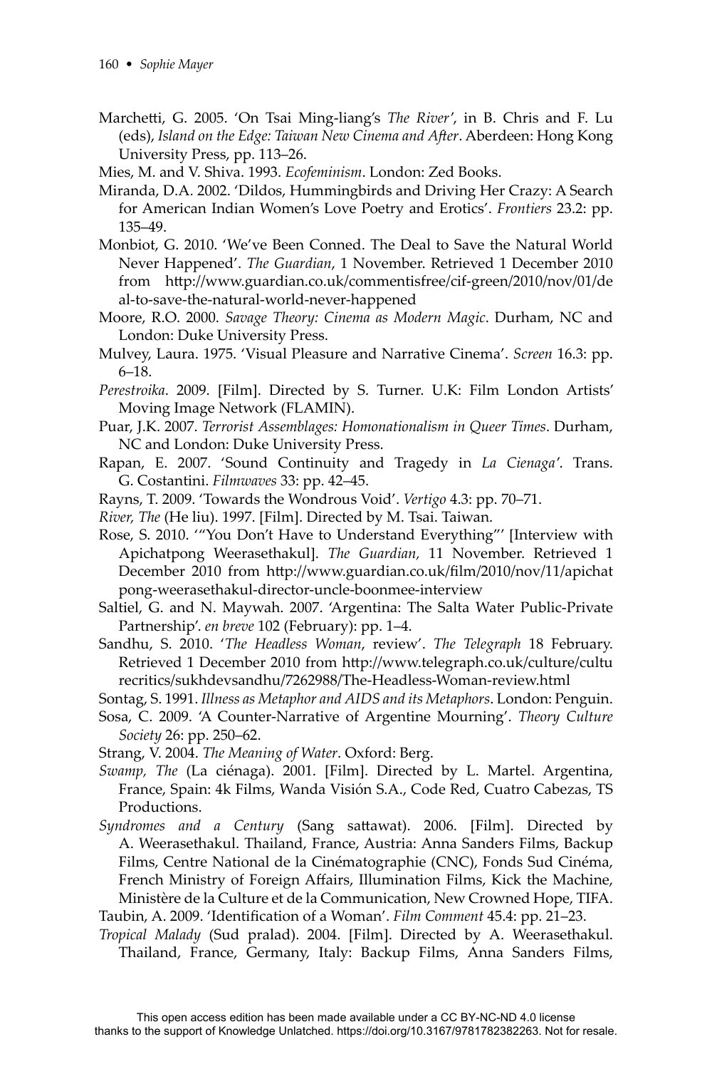Marchetti, G. 2005. 'On Tsai Ming-liang's *The River*', in B. Chris and F. Lu (eds), *Island on the Edge: Taiwan New Cinema and After*. Aberdeen: Hong Kong University Press, pp. 113–26.

Mies, M. and V. Shiva. 1993. *Ecofeminism*. London: Zed Books.

Miranda, D.A. 2002. 'Dildos, Hummingbirds and Driving Her Crazy: A Search for American Indian Women's Love Poetry and Erotics'. *Frontiers* 23.2: pp. 135–49.

Monbiot, G. 2010. 'We've Been Conned. The Deal to Save the Natural World Never Happened'. *The Guardian*, 1 November. Retrieved 1 December 2010 from http://www.guardian.co.uk/commentisfree/cif-green/2010/nov/01/deal-to-save-the-natural-world-never-happened

Moore, R.O. 2000. *Savage Theory: Cinema as Modern Magic*. Durham, NC and London: Duke University Press.

Mulvey, Laura. 1975. 'Visual Pleasure and Narrative Cinema'. *Screen* 16.3: pp. 6–18.

*Perestroika*. 2009. [Film]. Directed by S. Turner. U.K: Film London Artists' Moving Image Network (FLAMIN).

Puar, J.K. 2007. *Terrorist Assemblages: Homonationalism in Queer Times*. Durham, NC and London: Duke University Press.

Rapan, E. 2007. 'Sound Continuity and Tragedy in *La Cienaga*'. Trans. G. Costantini. *Filmwaves* 33: pp. 42–45.

Rayns, T. 2009. 'Towards the Wondrous Void'. *Vertigo* 4.3: pp. 70–71.

*River, The* (He liu). 1997. [Film]. Directed by M. Tsai. Taiwan.

Rose, S. 2010. '"You Don't Have to Understand Everything"' [Interview with Apichatpong Weerasethakul]. *The Guardian,* 11 November. Retrieved 1 December 2010 from http://www.guardian.co.uk/film/2010/nov/11/apichatpong-weerasethakul-director-uncle-boonmee-interview

Saltiel, G. and N. Maywah. 2007. 'Argentina: The Salta Water Public-Private Partnership'. *en breve* 102 (February): pp. 1–4.

Sandhu, S. 2010. '*The Headless Woman*, review'. *The Telegraph* 18 February. Retrieved 1 December 2010 from http://www.telegraph.co.uk/culture/culturecritics/sukhdevsandhu/7262988/The-Headless-Woman-review.html

Sontag, S. 1991. *Illness as Metaphor and AIDS and its Metaphors*. London: Penguin.

Sosa, C. 2009. 'A Counter-Narrative of Argentine Mourning'. *Theory Culture Society* 26: pp. 250–62.

Strang, V. 2004. *The Meaning of Water*. Oxford: Berg.

*Swamp, The* (La ciénaga). 2001. [Film]. Directed by L. Martel. Argentina, France, Spain: 4k Films, Wanda Visión S.A., Code Red, Cuatro Cabezas, TS Productions.

*Syndromes and a Century* (Sang sattawat). 2006. [Film]. Directed by A. Weerasethakul. Thailand, France, Austria: Anna Sanders Films, Backup Films, Centre National de la Cinématographie (CNC), Fonds Sud Cinéma, French Ministry of Foreign Affairs, Illumination Films, Kick the Machine, Ministère de la Culture et de la Communication, New Crowned Hope, TIFA.

Taubin, A. 2009. 'Identification of a Woman'. *Film Comment* 45.4: pp. 21–23.

*Tropical Malady* (Sud pralad). 2004. [Film]. Directed by A. Weerasethakul. Thailand, France, Germany, Italy: Backup Films, Anna Sanders Films,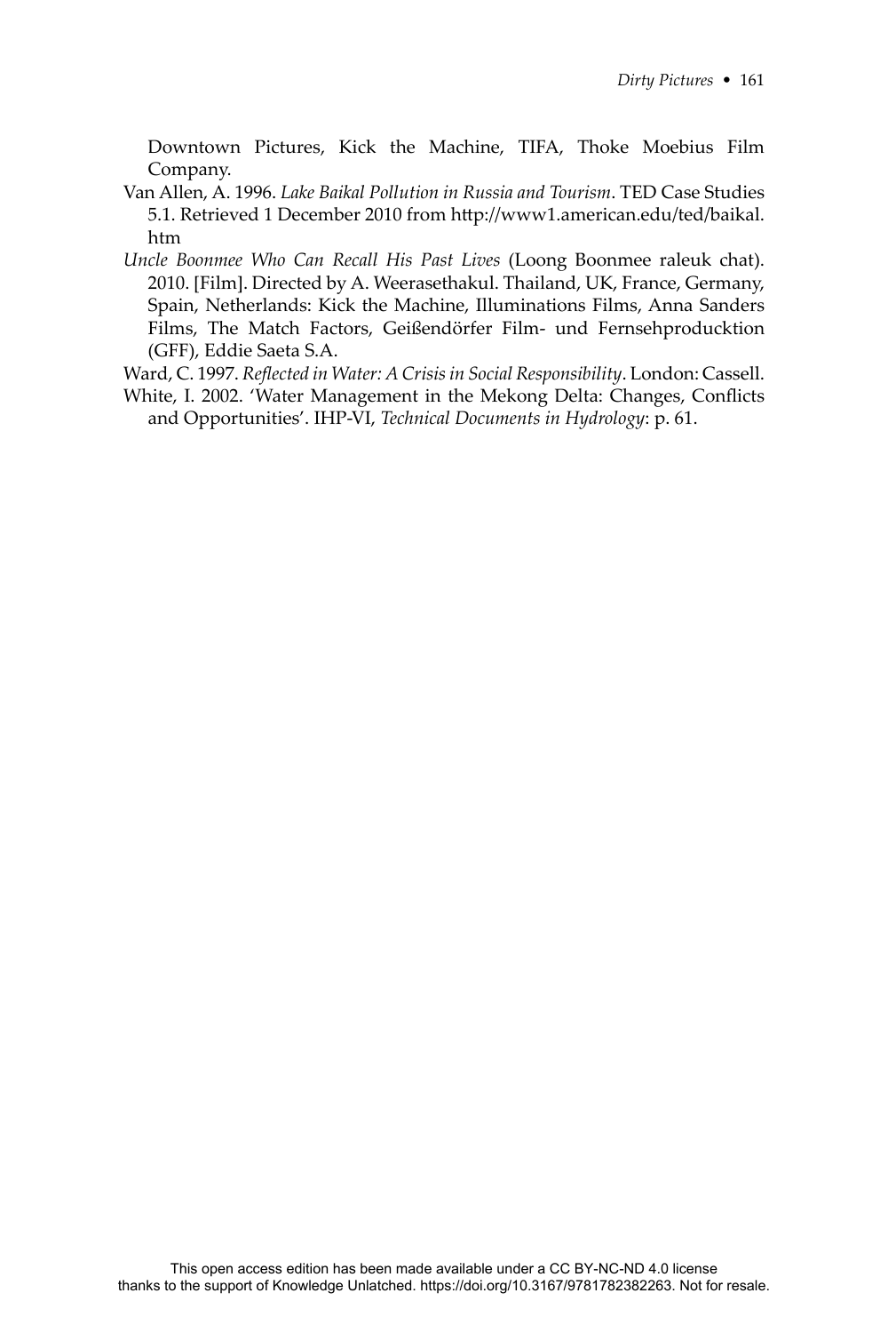Downtown Pictures, Kick the Machine, TIFA, Thoke Moebius Film Company.

Van Allen, A. 1996. *Lake Baikal Pollution in Russia and Tourism*. TED Case Studies 5.1. Retrieved 1 December 2010 from http://www1.american.edu/ted/baikal.htm

*Uncle Boonmee Who Can Recall His Past Lives* (Loong Boonmee raleuk chat). 2010. [Film]. Directed by A. Weerasethakul. Thailand, UK, France, Germany, Spain, Netherlands: Kick the Machine, Illuminations Films, Anna Sanders Films, The Match Factors, Geißendörfer Film- und Fernsehproducktion (GFF), Eddie Saeta S.A.

Ward, C. 1997. *Reflected in Water: A Crisis in Social Responsibility*. London: Cassell.

White, I. 2002. 'Water Management in the Mekong Delta: Changes, Conflicts and Opportunities'. IHP-VI, *Technical Documents in Hydrology*: p. 61.

This open access edition has been made available under a CC BY-NC-ND 4.0 license thanks to the support of Knowledge Unlatched. https://doi.org/10.3167/9781782382263. Not for resale.